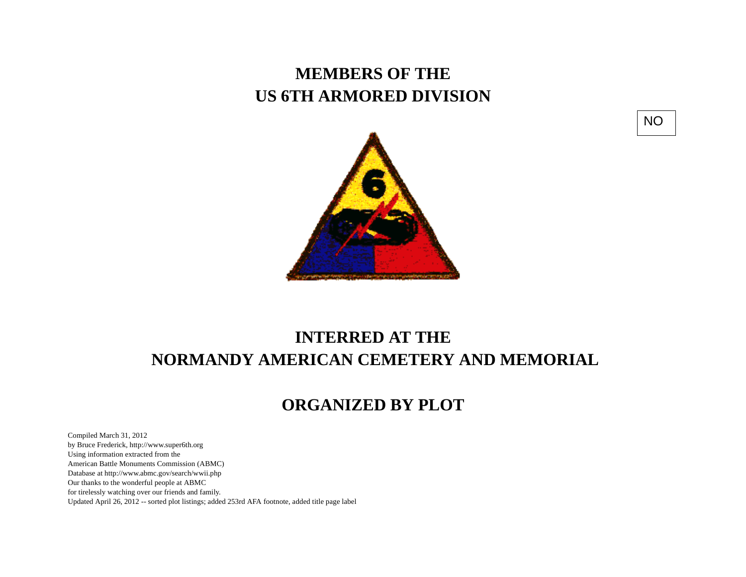# MEMBERS OF THE
# US 6TH ARMORED DIVISION

NO

# INTERRED AT THE
# NORMANDY AMERICAN CEMETERY AND MEMORIAL

# ORGANIZED BY PLOT

Compiled March 31, 2012
by Bruce Frederick, http://www.super6th.org
Using information extracted from the
American Battle Monuments Commission (ABMC)
Database at http://www.abmc.gov/search/wwii.php
Our thanks to the wonderful people at ABMC
for tirelessly watching over our friends and family.
Updated April 26, 2012 -- sorted plot listings; added 253rd AFA footnote, added title page label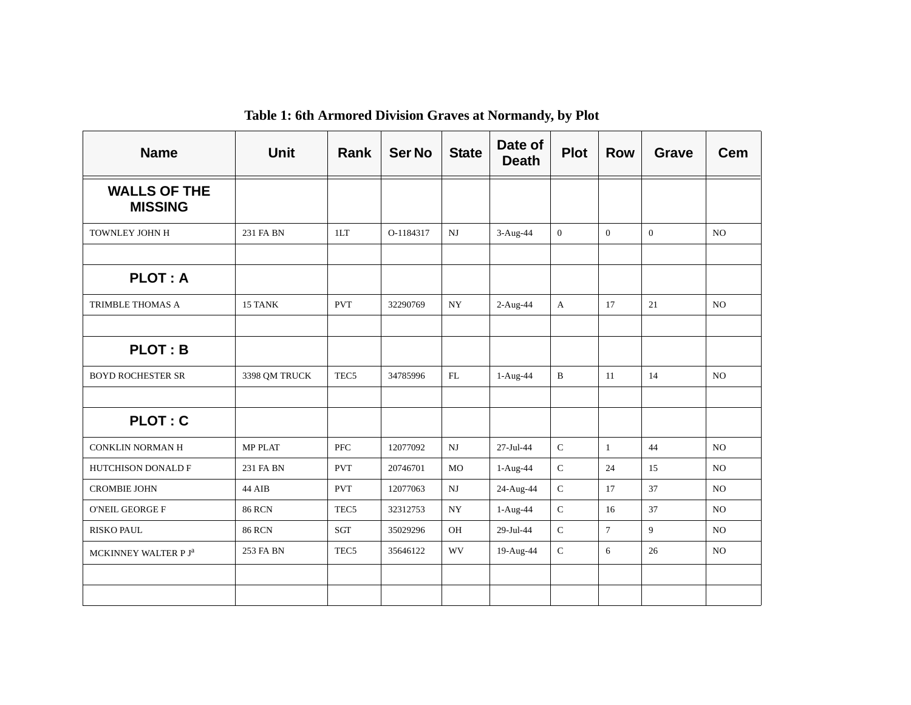Table 1: 6th Armored Division Graves at Normandy, by Plot

| Name | Unit | Rank | Ser No | State | Date of Death | Plot | Row | Grave | Cem |
|---|---|---|---|---|---|---|---|---|---|
| **WALLS OF THE MISSING** | | | | | | | | | |
| TOWNLEY JOHN H | 231 FA BN | 1LT | O-1184317 | NJ | 3-Aug-44 | 0 | 0 | 0 | NO |
| | | | | | | | | | |
| **PLOT : A** | | | | | | | | | |
| TRIMBLE THOMAS A | 15 TANK | PVT | 32290769 | NY | 2-Aug-44 | A | 17 | 21 | NO |
| | | | | | | | | | |
| **PLOT : B** | | | | | | | | | |
| BOYD ROCHESTER SR | 3398 QM TRUCK | TEC5 | 34785996 | FL | 1-Aug-44 | B | 11 | 14 | NO |
| | | | | | | | | | |
| **PLOT : C** | | | | | | | | | |
| CONKLIN NORMAN H | MP PLAT | PFC | 12077092 | NJ | 27-Jul-44 | C | 1 | 44 | NO |
| HUTCHISON DONALD F | 231 FA BN | PVT | 20746701 | MO | 1-Aug-44 | C | 24 | 15 | NO |
| CROMBIE JOHN | 44 AIB | PVT | 12077063 | NJ | 24-Aug-44 | C | 17 | 37 | NO |
| O'NEIL GEORGE F | 86 RCN | TEC5 | 32312753 | NY | 1-Aug-44 | C | 16 | 37 | NO |
| RISKO PAUL | 86 RCN | SGT | 35029296 | OH | 29-Jul-44 | C | 7 | 9 | NO |
| MCKINNEY WALTER P J[a] | 253 FA BN | TEC5 | 35646122 | WV | 19-Aug-44 | C | 6 | 26 | NO |
| | | | | | | | | | |
| | | | | | | | | | |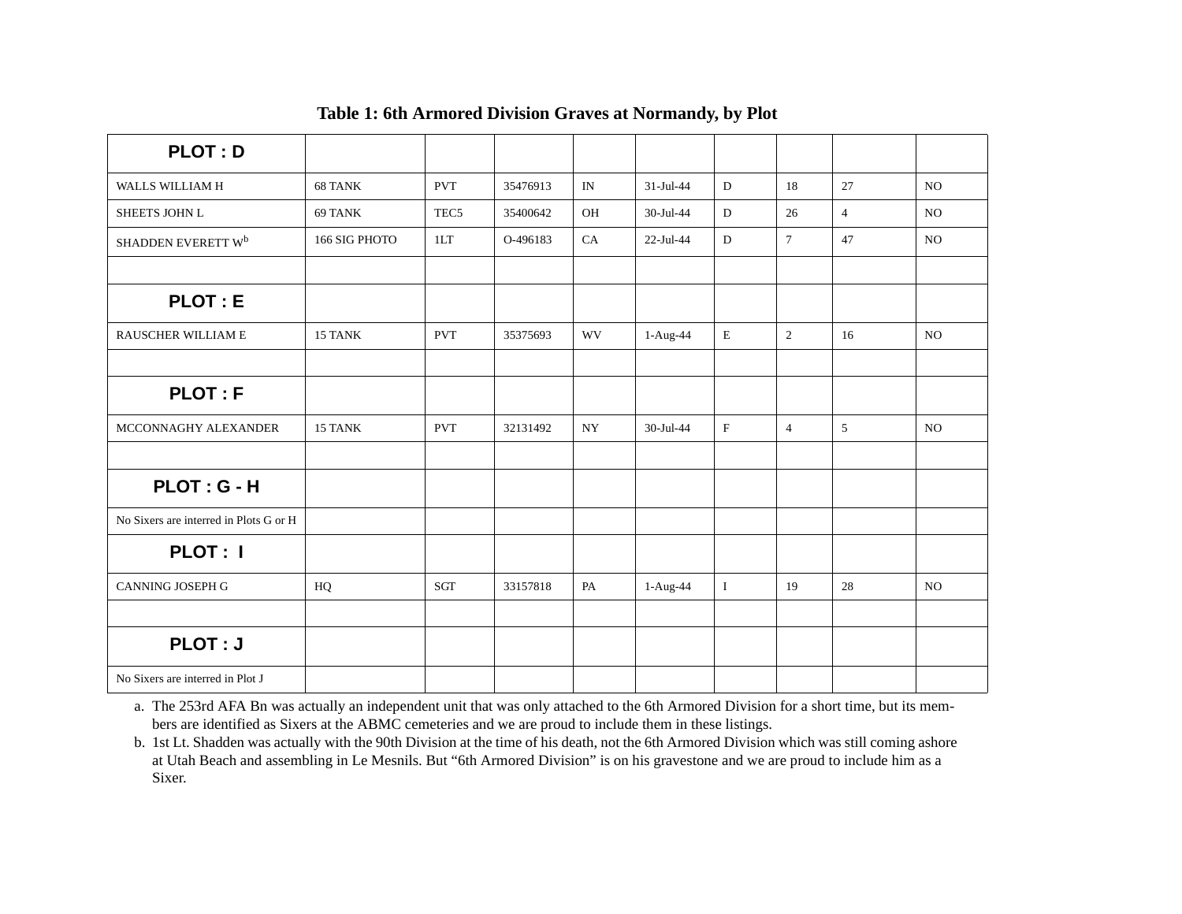**Table 1: 6th Armored Division Graves at Normandy, by Plot**

| | | | | | | | | | |
|---|---|---|---|---|---|---|---|---|---|
| **PLOT : D** | | | | | | | | | |
| WALLS WILLIAM H | 68 TANK | PVT | 35476913 | IN | 31-Jul-44 | D | 18 | 27 | NO |
| SHEETS JOHN L | 69 TANK | TEC5 | 35400642 | OH | 30-Jul-44 | D | 26 | 4 | NO |
| SHADDEN EVERETT W[b] | 166 SIG PHOTO | 1LT | O-496183 | CA | 22-Jul-44 | D | 7 | 47 | NO |
| | | | | | | | | | |
| **PLOT : E** | | | | | | | | | |
| RAUSCHER WILLIAM E | 15 TANK | PVT | 35375693 | WV | 1-Aug-44 | E | 2 | 16 | NO |
| | | | | | | | | | |
| **PLOT : F** | | | | | | | | | |
| MCCONNAGHY ALEXANDER | 15 TANK | PVT | 32131492 | NY | 30-Jul-44 | F | 4 | 5 | NO |
| | | | | | | | | | |
| **PLOT : G - H** | | | | | | | | | |
| No Sixers are interred in Plots G or H | | | | | | | | | |
| **PLOT : I** | | | | | | | | | |
| CANNING JOSEPH G | HQ | SGT | 33157818 | PA | 1-Aug-44 | I | 19 | 28 | NO |
| | | | | | | | | | |
| **PLOT : J** | | | | | | | | | |
| No Sixers are interred in Plot J | | | | | | | | | |

a. The 253rd AFA Bn was actually an independent unit that was only attached to the 6th Armored Division for a short time, but its members are identified as Sixers at the ABMC cemeteries and we are proud to include them in these listings.

b. 1st Lt. Shadden was actually with the 90th Division at the time of his death, not the 6th Armored Division which was still coming ashore at Utah Beach and assembling in Le Mesnils. But "6th Armored Division" is on his gravestone and we are proud to include him as a Sixer.